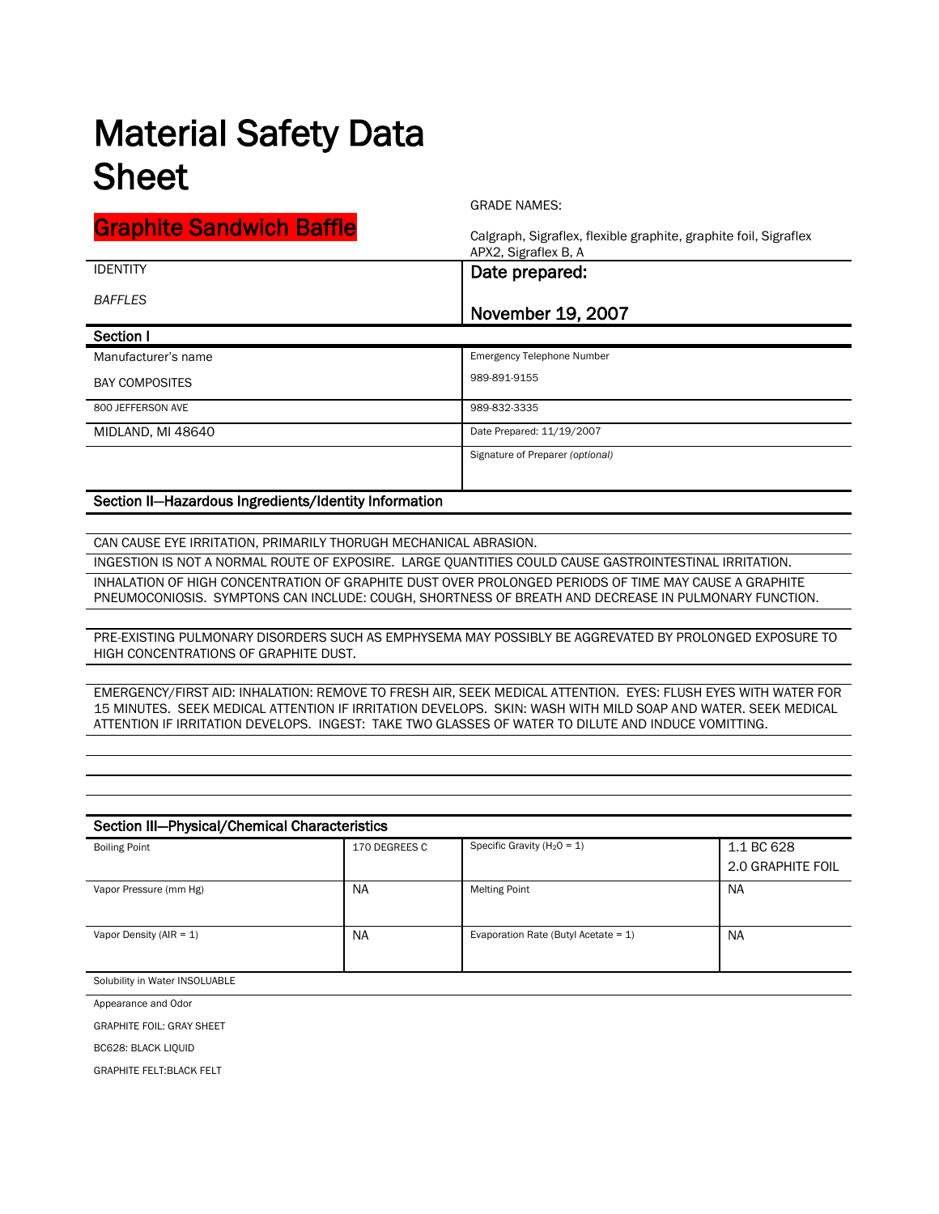# Material Safety Data Sheet

## Graphite Sandwich Baffle

GRADE NAMES:

Calgraph, Sigraflex, flexible graphite, graphite foil, Sigraflex APX2, Sigraflex B, A

| IDENTITY | Date prepared: |
|---|---|
| *BAFFLES* | November 19, 2007 |

## Section I

| | |
|---|---|
| Manufacturer's name<br>BAY COMPOSITES | Emergency Telephone Number<br>989-891-9155 |
| 800 JEFFERSON AVE | 989-832-3335 |
| MIDLAND, MI 48640 | Date Prepared: 11/19/2007 |
| | Signature of Preparer *(optional)* |

## Section II—Hazardous Ingredients/Identity Information

CAN CAUSE EYE IRRITATION, PRIMARILY THORUGH MECHANICAL ABRASION.

INGESTION IS NOT A NORMAL ROUTE OF EXPOSIRE. LARGE QUANTITIES COULD CAUSE GASTROINTESTINAL IRRITATION.

INHALATION OF HIGH CONCENTRATION OF GRAPHITE DUST OVER PROLONGED PERIODS OF TIME MAY CAUSE A GRAPHITE PNEUMOCONIOSIS. SYMPTONS CAN INCLUDE: COUGH, SHORTNESS OF BREATH AND DECREASE IN PULMONARY FUNCTION.

PRE-EXISTING PULMONARY DISORDERS SUCH AS EMPHYSEMA MAY POSSIBLY BE AGGREVATED BY PROLONGED EXPOSURE TO HIGH CONCENTRATIONS OF GRAPHITE DUST.

EMERGENCY/FIRST AID: INHALATION: REMOVE TO FRESH AIR, SEEK MEDICAL ATTENTION. EYES: FLUSH EYES WITH WATER FOR 15 MINUTES. SEEK MEDICAL ATTENTION IF IRRITATION DEVELOPS. SKIN: WASH WITH MILD SOAP AND WATER. SEEK MEDICAL ATTENTION IF IRRITATION DEVELOPS. INGEST: TAKE TWO GLASSES OF WATER TO DILUTE AND INDUCE VOMITTING.

## Section III—Physical/Chemical Characteristics

| | | | |
|---|---|---|---|
| Boiling Point | 170 DEGREES C | Specific Gravity ($H_2O$ = 1) | 1.1 BC 628<br>2.0 GRAPHITE FOIL |
| Vapor Pressure (mm Hg) | NA | Melting Point | NA |
| Vapor Density (AIR = 1) | NA | Evaporation Rate (Butyl Acetate = 1) | NA |

Solubility in Water INSOLUABLE

Appearance and Odor

GRAPHITE FOIL: GRAY SHEET

BC628: BLACK LIQUID

GRAPHITE FELT:BLACK FELT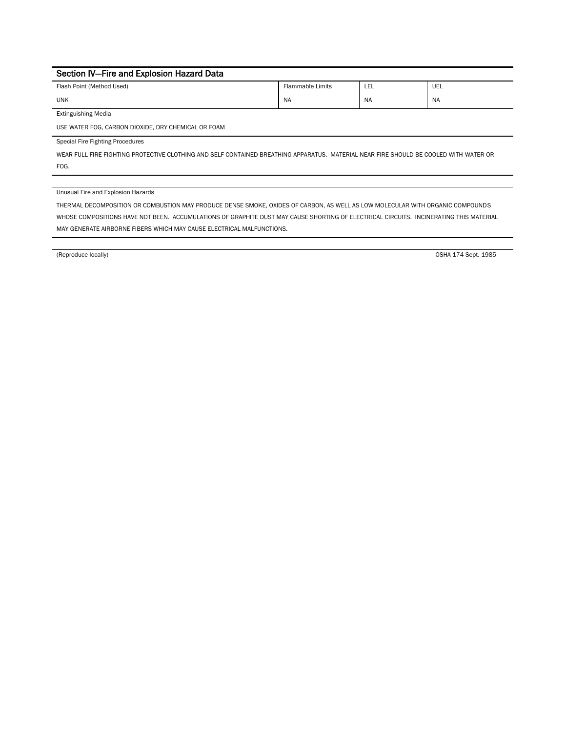## Section IV—Fire and Explosion Hazard Data

| Flash Point (Method Used) | Flammable Limits | LEL | UEL |
|---|---|---|---|
| UNK | NA | NA | NA |

Extinguishing Media

USE WATER FOG, CARBON DIOXIDE, DRY CHEMICAL OR FOAM

Special Fire Fighting Procedures

WEAR FULL FIRE FIGHTING PROTECTIVE CLOTHING AND SELF CONTAINED BREATHING APPARATUS. MATERIAL NEAR FIRE SHOULD BE COOLED WITH WATER OR FOG.

Unusual Fire and Explosion Hazards

THERMAL DECOMPOSITION OR COMBUSTION MAY PRODUCE DENSE SMOKE, OXIDES OF CARBON, AS WELL AS LOW MOLECULAR WITH ORGANIC COMPOUNDS WHOSE COMPOSITIONS HAVE NOT BEEN. ACCUMULATIONS OF GRAPHITE DUST MAY CAUSE SHORTING OF ELECTRICAL CIRCUITS. INCINERATING THIS MATERIAL MAY GENERATE AIRBORNE FIBERS WHICH MAY CAUSE ELECTRICAL MALFUNCTIONS.

(Reproduce locally) OSHA 174 Sept. 1985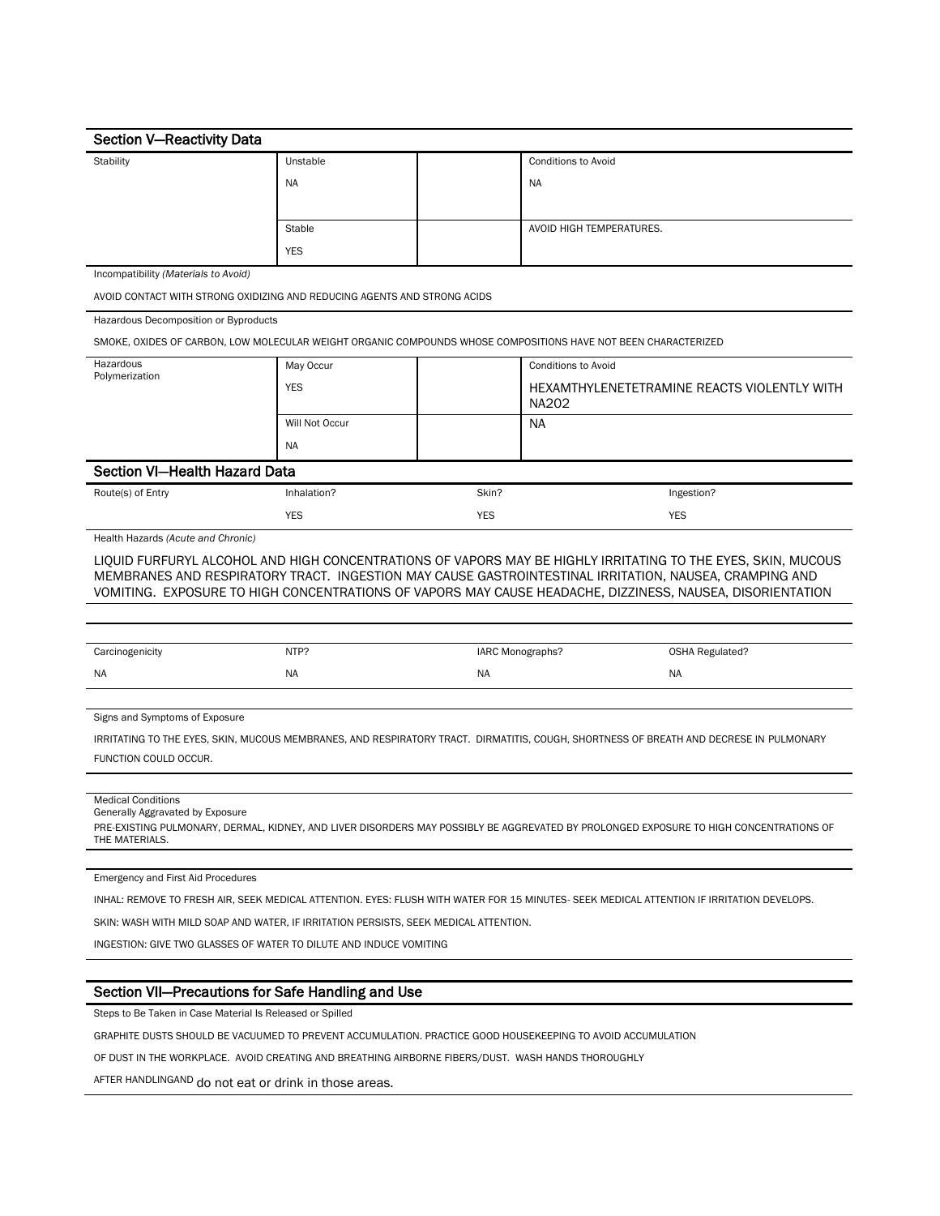## Section V—Reactivity Data

| Stability | Unstable | | Conditions to Avoid |
|---|---|---|---|
| | NA | | NA |
| | Stable | | AVOID HIGH TEMPERATURES. |
| | YES | | |

Incompatibility *(Materials to Avoid)*

AVOID CONTACT WITH STRONG OXIDIZING AND REDUCING AGENTS AND STRONG ACIDS

Hazardous Decomposition or Byproducts

SMOKE, OXIDES OF CARBON, LOW MOLECULAR WEIGHT ORGANIC COMPOUNDS WHOSE COMPOSITIONS HAVE NOT BEEN CHARACTERIZED

| Hazardous Polymerization | May Occur | | Conditions to Avoid |
|---|---|---|---|
| | YES | | HEXAMTHYLENETETRAMINE REACTS VIOLENTLY WITH NA2O2 |
| | Will Not Occur | | NA |
| | NA | | |

## Section VI—Health Hazard Data

| Route(s) of Entry | Inhalation? | Skin? | Ingestion? |
|---|---|---|---|
| | YES | YES | YES |

Health Hazards *(Acute and Chronic)*

LIQUID FURFURYL ALCOHOL AND HIGH CONCENTRATIONS OF VAPORS MAY BE HIGHLY IRRITATING TO THE EYES, SKIN, MUCOUS MEMBRANES AND RESPIRATORY TRACT. INGESTION MAY CAUSE GASTROINTESTINAL IRRITATION, NAUSEA, CRAMPING AND VOMITING. EXPOSURE TO HIGH CONCENTRATIONS OF VAPORS MAY CAUSE HEADACHE, DIZZINESS, NAUSEA, DISORIENTATION

| Carcinogenicity | NTP? | IARC Monographs? | OSHA Regulated? |
|---|---|---|---|
| NA | NA | NA | NA |

Signs and Symptoms of Exposure

IRRITATING TO THE EYES, SKIN, MUCOUS MEMBRANES, AND RESPIRATORY TRACT. DIRMATITIS, COUGH, SHORTNESS OF BREATH AND DECREASE IN PULMONARY FUNCTION COULD OCCUR.

Medical Conditions
Generally Aggravated by Exposure

PRE-EXISTING PULMONARY, DERMAL, KIDNEY, AND LIVER DISORDERS MAY POSSIBLY BE AGGREVATED BY PROLONGED EXPOSURE TO HIGH CONCENTRATIONS OF THE MATERIALS.

Emergency and First Aid Procedures

INHAL: REMOVE TO FRESH AIR, SEEK MEDICAL ATTENTION. EYES: FLUSH WITH WATER FOR 15 MINUTES- SEEK MEDICAL ATTENTION IF IRRITATION DEVELOPS.

SKIN: WASH WITH MILD SOAP AND WATER, IF IRRITATION PERSISTS, SEEK MEDICAL ATTENTION.

INGESTION: GIVE TWO GLASSES OF WATER TO DILUTE AND INDUCE VOMITING

## Section VII—Precautions for Safe Handling and Use

Steps to Be Taken in Case Material Is Released or Spilled

GRAPHITE DUSTS SHOULD BE VACUUMED TO PREVENT ACCUMULATION. PRACTICE GOOD HOUSEKEEPING TO AVOID ACCUMULATION OF DUST IN THE WORKPLACE. AVOID CREATING AND BREATHING AIRBORNE FIBERS/DUST. WASH HANDS THOROUGHLY AFTER HANDLINGAND do not eat or drink in those areas.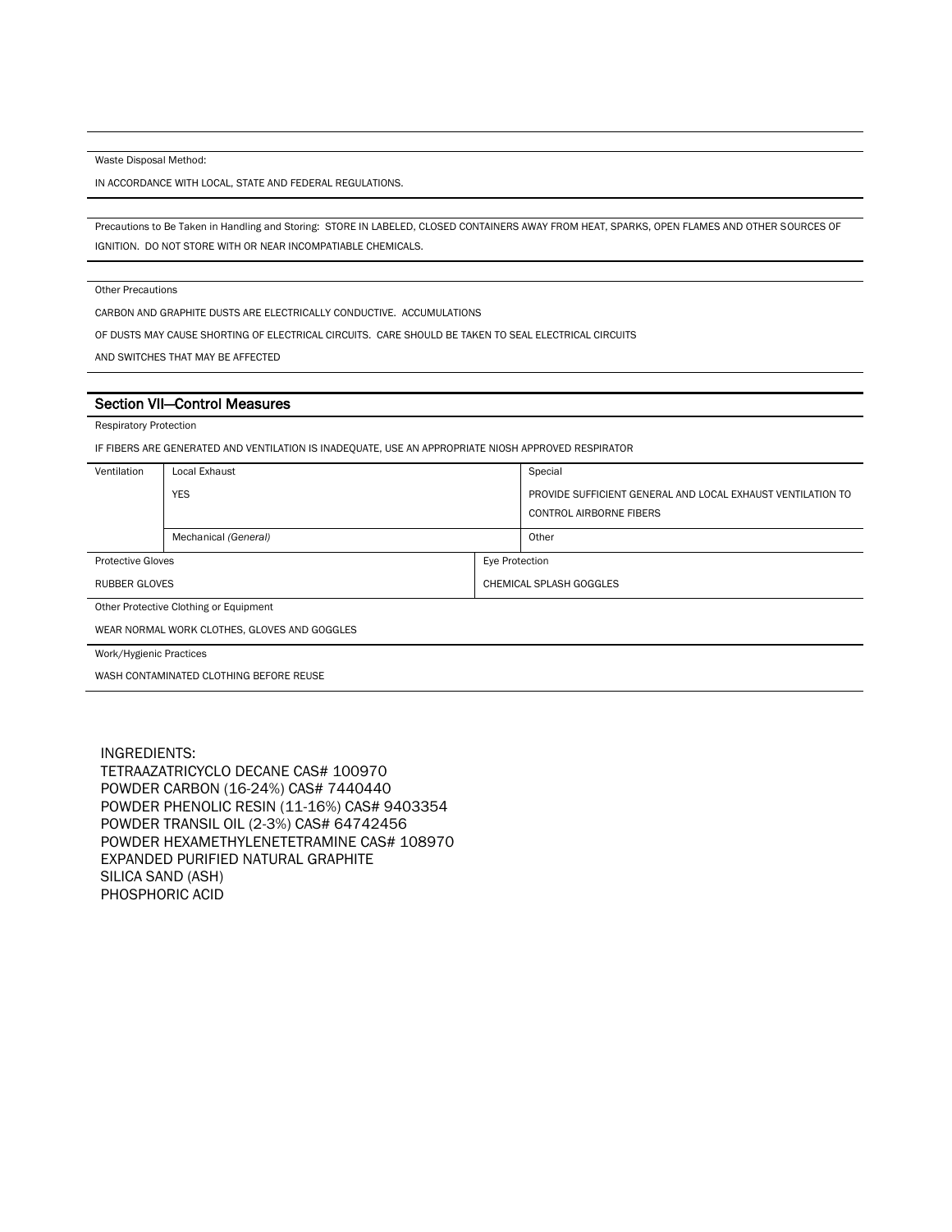Waste Disposal Method:

IN ACCORDANCE WITH LOCAL, STATE AND FEDERAL REGULATIONS.

Precautions to Be Taken in Handling and Storing: STORE IN LABELED, CLOSED CONTAINERS AWAY FROM HEAT, SPARKS, OPEN FLAMES AND OTHER SOURCES OF IGNITION. DO NOT STORE WITH OR NEAR INCOMPATIABLE CHEMICALS.

Other Precautions

CARBON AND GRAPHITE DUSTS ARE ELECTRICALLY CONDUCTIVE. ACCUMULATIONS

OF DUSTS MAY CAUSE SHORTING OF ELECTRICAL CIRCUITS. CARE SHOULD BE TAKEN TO SEAL ELECTRICAL CIRCUITS

AND SWITCHES THAT MAY BE AFFECTED

## Section VII—Control Measures

Respiratory Protection

IF FIBERS ARE GENERATED AND VENTILATION IS INADEQUATE, USE AN APPROPRIATE NIOSH APPROVED RESPIRATOR

| | | |
|---|---|---|
| Ventilation | Local Exhaust<br>YES | Special<br>PROVIDE SUFFICIENT GENERAL AND LOCAL EXHAUST VENTILATION TO CONTROL AIRBORNE FIBERS |
| | Mechanical *(General)* | Other |

| | |
|---|---|
| Protective Gloves<br>RUBBER GLOVES | Eye Protection<br>CHEMICAL SPLASH GOGGLES |

Other Protective Clothing or Equipment

WEAR NORMAL WORK CLOTHES, GLOVES AND GOGGLES

Work/Hygienic Practices

WASH CONTAMINATED CLOTHING BEFORE REUSE

INGREDIENTS:
TETRAAZATRICYCLO DECANE CAS# 100970
POWDER CARBON (16-24%) CAS# 7440440
POWDER PHENOLIC RESIN (11-16%) CAS# 9403354
POWDER TRANSIL OIL (2-3%) CAS# 64742456
POWDER HEXAMETHYLENETETRAMINE CAS# 108970
EXPANDED PURIFIED NATURAL GRAPHITE
SILICA SAND (ASH)
PHOSPHORIC ACID